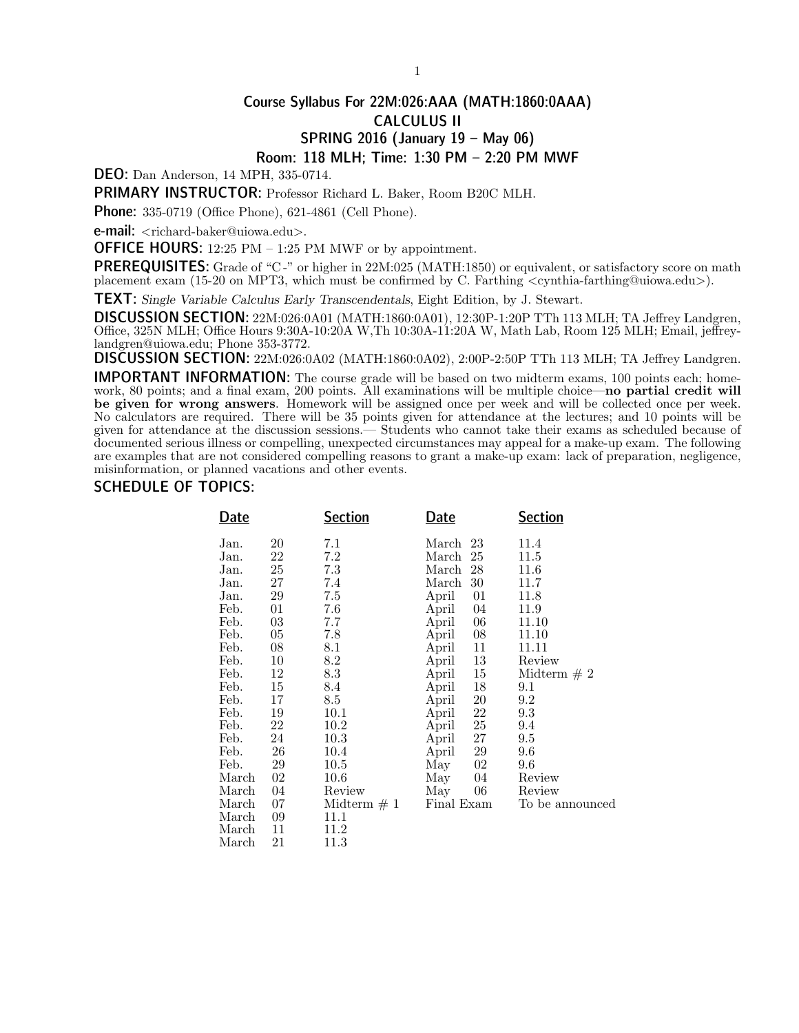# Course Syllabus For 22M:026:AAA (MATH:1860:0AAA)
## CALCULUS II
## SPRING 2016 (January 19 – May 06)
## Room: 118 MLH; Time: 1:30 PM – 2:20 PM MWF

**DEO:** Dan Anderson, 14 MPH, 335-0714.

**PRIMARY INSTRUCTOR:** Professor Richard L. Baker, Room B20C MLH.

**Phone:** 335-0719 (Office Phone), 621-4861 (Cell Phone).

**e-mail:** <richard-baker@uiowa.edu>.

**OFFICE HOURS:** 12:25 PM – 1:25 PM MWF or by appointment.

**PREREQUISITES:** Grade of "C-" or higher in 22M:025 (MATH:1850) or equivalent, or satisfactory score on math placement exam (15-20 on MPT3, which must be confirmed by C. Farthing <cynthia-farthing@uiowa.edu>).

**TEXT:** *Single Variable Calculus Early Transcendentals*, Eight Edition, by J. Stewart.

**DISCUSSION SECTION:** 22M:026:0A01 (MATH:1860:0A01), 12:30P-1:20P TTh 113 MLH; TA Jeffrey Landgren, Office, 325N MLH; Office Hours 9:30A-10:20A W,Th 10:30A-11:20A W, Math Lab, Room 125 MLH; Email, jeffrey-landgren@uiowa.edu; Phone 353-3772.

**DISCUSSION SECTION:** 22M:026:0A02 (MATH:1860:0A02), 2:00P-2:50P TTh 113 MLH; TA Jeffrey Landgren.

**IMPORTANT INFORMATION:** The course grade will be based on two midterm exams, 100 points each; homework, 80 points; and a final exam, 200 points. All examinations will be multiple choice—**no partial credit will be given for wrong answers**. Homework will be assigned once per week and will be collected once per week. No calculators are required. There will be 35 points given for attendance at the lectures; and 10 points will be given for attendance at the discussion sessions.— Students who cannot take their exams as scheduled because of documented serious illness or compelling, unexpected circumstances may appeal for a make-up exam. The following are examples that are not considered compelling reasons to grant a make-up exam: lack of preparation, negligence, misinformation, or planned vacations and other events.

## SCHEDULE OF TOPICS:

| Date | Section | Date | Section |
|---|---|---|---|
| Jan. 20 | 7.1 | March 23 | 11.4 |
| Jan. 22 | 7.2 | March 25 | 11.5 |
| Jan. 25 | 7.3 | March 28 | 11.6 |
| Jan. 27 | 7.4 | March 30 | 11.7 |
| Jan. 29 | 7.5 | April 01 | 11.8 |
| Feb. 01 | 7.6 | April 04 | 11.9 |
| Feb. 03 | 7.7 | April 06 | 11.10 |
| Feb. 05 | 7.8 | April 08 | 11.10 |
| Feb. 08 | 8.1 | April 11 | 11.11 |
| Feb. 10 | 8.2 | April 13 | Review |
| Feb. 12 | 8.3 | April 15 | Midterm # 2 |
| Feb. 15 | 8.4 | April 18 | 9.1 |
| Feb. 17 | 8.5 | April 20 | 9.2 |
| Feb. 19 | 10.1 | April 22 | 9.3 |
| Feb. 22 | 10.2 | April 25 | 9.4 |
| Feb. 24 | 10.3 | April 27 | 9.5 |
| Feb. 26 | 10.4 | April 29 | 9.6 |
| Feb. 29 | 10.5 | May 02 | 9.6 |
| March 02 | 10.6 | May 04 | Review |
| March 04 | Review | May 06 | Review |
| March 07 | Midterm # 1 | Final Exam | To be announced |
| March 09 | 11.1 | | |
| March 11 | 11.2 | | |
| March 21 | 11.3 | | |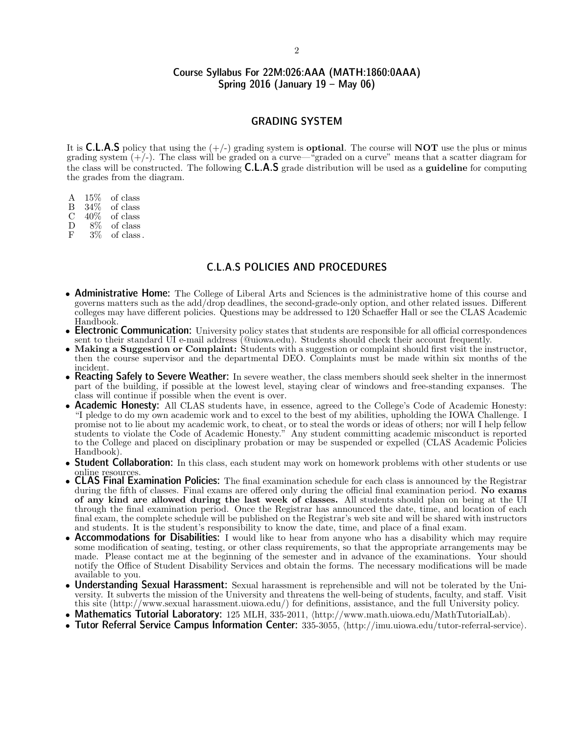# Course Syllabus For 22M:026:AAA (MATH:1860:0AAA)
## Spring 2016 (January 19 – May 06)

## GRADING SYSTEM

It is **C.L.A.S** policy that using the (+/-) grading system is **optional**. The course will **NOT** use the plus or minus grading system (+/-). The class will be graded on a curve—"graded on a curve" means that a scatter diagram for the class will be constructed. The following **C.L.A.S** grade distribution will be used as a **guideline** for computing the grades from the diagram.

| | | |
|---|---|---|
| A | 15% | of class |
| B | 34% | of class |
| C | 40% | of class |
| D | 8% | of class |
| F | 3% | of class. |

## C.L.A.S POLICIES AND PROCEDURES

- **Administrative Home:** The College of Liberal Arts and Sciences is the administrative home of this course and governs matters such as the add/drop deadlines, the second-grade-only option, and other related issues. Different colleges may have different policies. Questions may be addressed to 120 Schaeffer Hall or see the CLAS Academic Handbook.
- **Electronic Communication:** University policy states that students are responsible for all official correspondences sent to their standard UI e-mail address (@uiowa.edu). Students should check their account frequently.
- **Making a Suggestion or Complaint:** Students with a suggestion or complaint should first visit the instructor, then the course supervisor and the departmental DEO. Complaints must be made within six months of the incident.
- **Reacting Safely to Severe Weather:** In severe weather, the class members should seek shelter in the innermost part of the building, if possible at the lowest level, staying clear of windows and free-standing expanses. The class will continue if possible when the event is over.
- **Academic Honesty:** All CLAS students have, in essence, agreed to the College's Code of Academic Honesty: "I pledge to do my own academic work and to excel to the best of my abilities, upholding the IOWA Challenge. I promise not to lie about my academic work, to cheat, or to steal the words or ideas of others; nor will I help fellow students to violate the Code of Academic Honesty." Any student committing academic misconduct is reported to the College and placed on disciplinary probation or may be suspended or expelled (CLAS Academic Policies Handbook).
- **Student Collaboration:** In this class, each student may work on homework problems with other students or use online resources.
- **CLAS Final Examination Policies:** The final examination schedule for each class is announced by the Registrar during the fifth of classes. Final exams are offered only during the official final examination period. **No exams of any kind are allowed during the last week of classes.** All students should plan on being at the UI through the final examination period. Once the Registrar has announced the date, time, and location of each final exam, the complete schedule will be published on the Registrar's web site and will be shared with instructors and students. It is the student's responsibility to know the date, time, and place of a final exam.
- **Accommodations for Disabilities:** I would like to hear from anyone who has a disability which may require some modification of seating, testing, or other class requirements, so that the appropriate arrangements may be made. Please contact me at the beginning of the semester and in advance of the examinations. Your should notify the Office of Student Disability Services and obtain the forms. The necessary modifications will be made available to you.
- **Understanding Sexual Harassment:** Sexual harassment is reprehensible and will not be tolerated by the University. It subverts the mission of the University and threatens the well-being of students, faculty, and staff. Visit this site (http://www.sexual harassment.uiowa.edu/) for definitions, assistance, and the full University policy.
- **Mathematics Tutorial Laboratory:** 125 MLH, 335-2011, ⟨http://www.math.uiowa.edu/MathTutorialLab⟩.
- **Tutor Referral Service Campus Information Center:** 335-3055, ⟨http://imu.uiowa.edu/tutor-referral-service⟩.